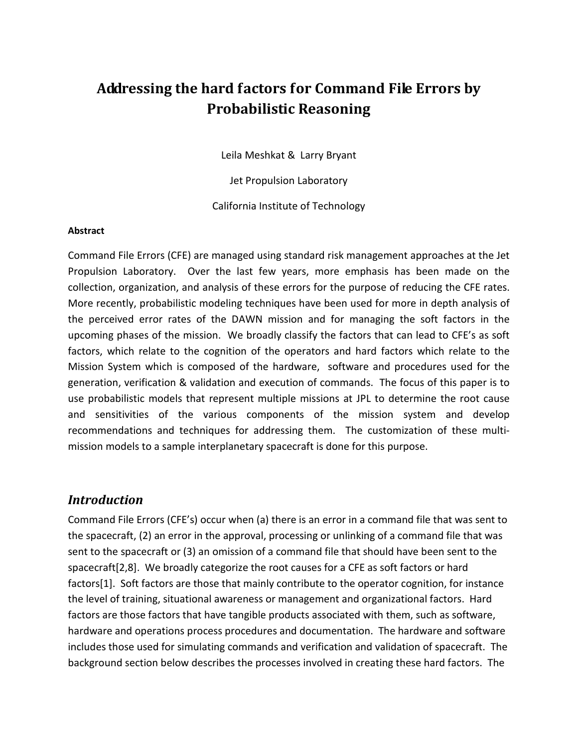# Addressing the hard factors for Command File Errors by Probabilistic Reasoning

Leila Meshkat & Larry Bryant

Jet Propulsion Laboratory

California Institute of Technology

**Abstract**

Command File Errors (CFE) are managed using standard risk management approaches at the Jet Propulsion Laboratory. Over the last few years, more emphasis has been made on the collection, organization, and analysis of these errors for the purpose of reducing the CFE rates. More recently, probabilistic modeling techniques have been used for more in depth analysis of the perceived error rates of the DAWN mission and for managing the soft factors in the upcoming phases of the mission. We broadly classify the factors that can lead to CFE's as soft factors, which relate to the cognition of the operators and hard factors which relate to the Mission System which is composed of the hardware, software and procedures used for the generation, verification & validation and execution of commands. The focus of this paper is to use probabilistic models that represent multiple missions at JPL to determine the root cause and sensitivities of the various components of the mission system and develop recommendations and techniques for addressing them. The customization of these multi-mission models to a sample interplanetary spacecraft is done for this purpose.

## *Introduction*

Command File Errors (CFE's) occur when (a) there is an error in a command file that was sent to the spacecraft, (2) an error in the approval, processing or unlinking of a command file that was sent to the spacecraft or (3) an omission of a command file that should have been sent to the spacecraft[2,8]. We broadly categorize the root causes for a CFE as soft factors or hard factors[1]. Soft factors are those that mainly contribute to the operator cognition, for instance the level of training, situational awareness or management and organizational factors. Hard factors are those factors that have tangible products associated with them, such as software, hardware and operations process procedures and documentation. The hardware and software includes those used for simulating commands and verification and validation of spacecraft. The background section below describes the processes involved in creating these hard factors. The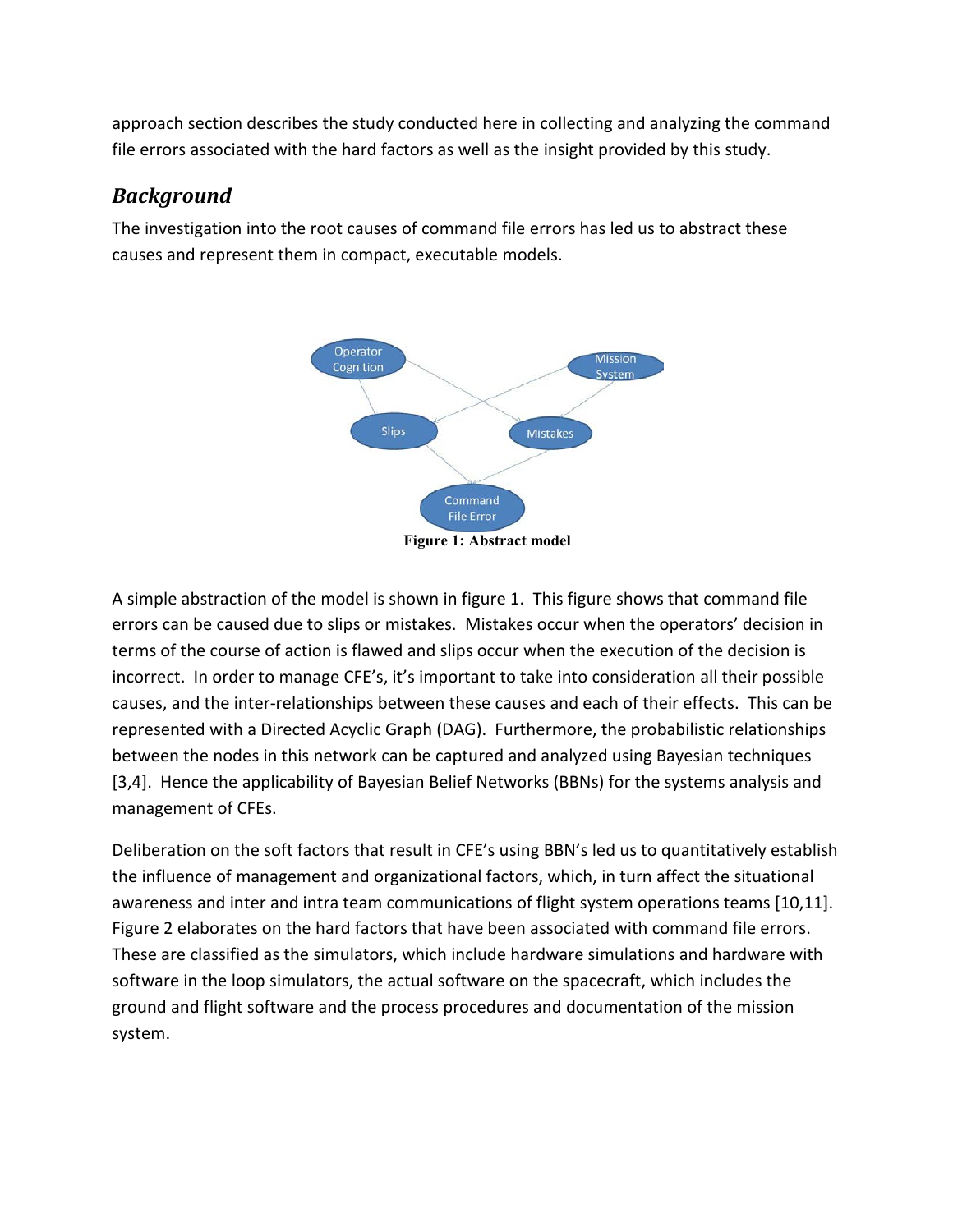approach section describes the study conducted here in collecting and analyzing the command file errors associated with the hard factors as well as the insight provided by this study.

## *Background*

The investigation into the root causes of command file errors has led us to abstract these causes and represent them in compact, executable models.

**Figure 1: Abstract model**

A simple abstraction of the model is shown in figure 1. This figure shows that command file errors can be caused due to slips or mistakes. Mistakes occur when the operators' decision in terms of the course of action is flawed and slips occur when the execution of the decision is incorrect. In order to manage CFE's, it's important to take into consideration all their possible causes, and the inter-relationships between these causes and each of their effects. This can be represented with a Directed Acyclic Graph (DAG). Furthermore, the probabilistic relationships between the nodes in this network can be captured and analyzed using Bayesian techniques [3,4]. Hence the applicability of Bayesian Belief Networks (BBNs) for the systems analysis and management of CFEs.

Deliberation on the soft factors that result in CFE's using BBN's led us to quantitatively establish the influence of management and organizational factors, which, in turn affect the situational awareness and inter and intra team communications of flight system operations teams [10,11]. Figure 2 elaborates on the hard factors that have been associated with command file errors. These are classified as the simulators, which include hardware simulations and hardware with software in the loop simulators, the actual software on the spacecraft, which includes the ground and flight software and the process procedures and documentation of the mission system.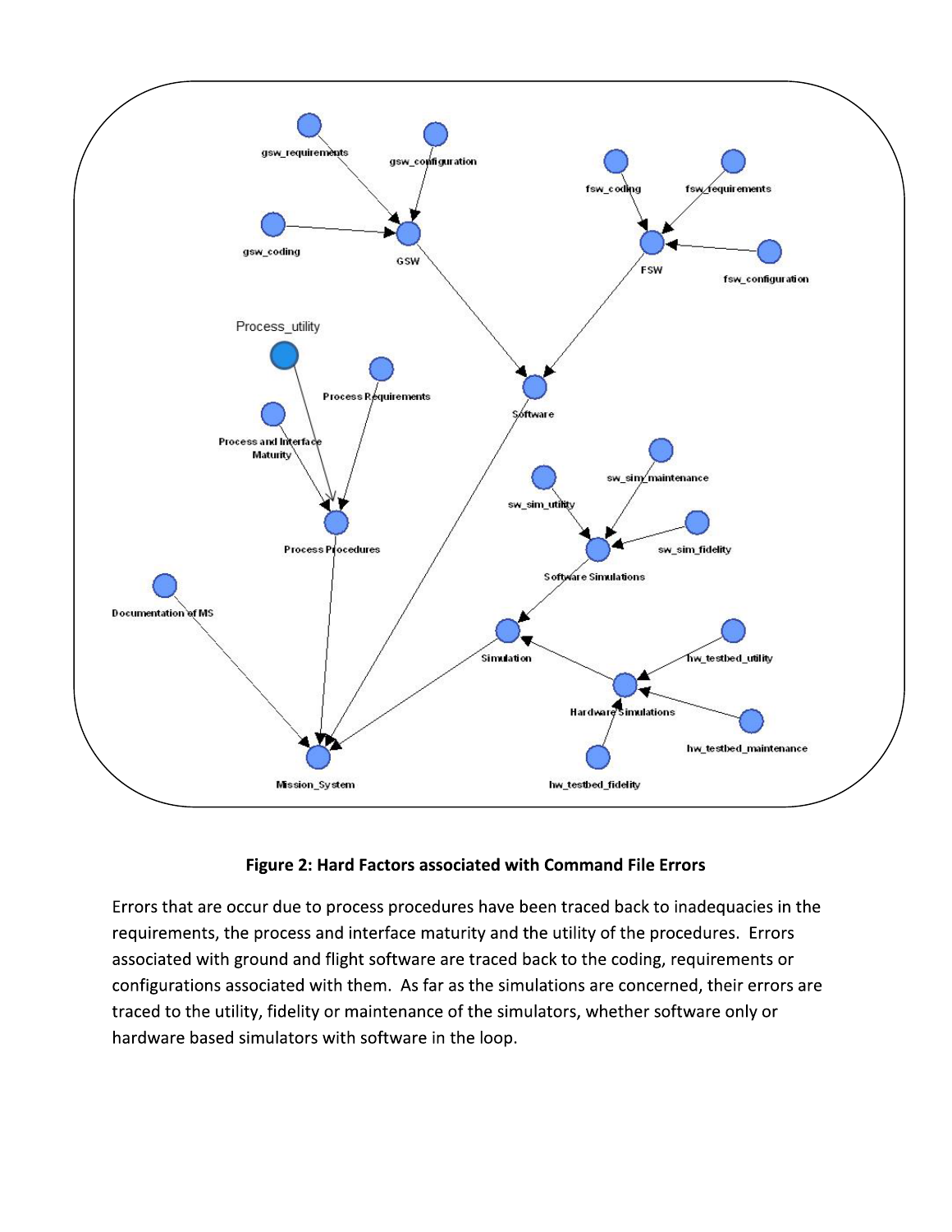**Figure 2: Hard Factors associated with Command File Errors**

Errors that are occur due to process procedures have been traced back to inadequacies in the requirements, the process and interface maturity and the utility of the procedures. Errors associated with ground and flight software are traced back to the coding, requirements or configurations associated with them. As far as the simulations are concerned, their errors are traced to the utility, fidelity or maintenance of the simulators, whether software only or hardware based simulators with software in the loop.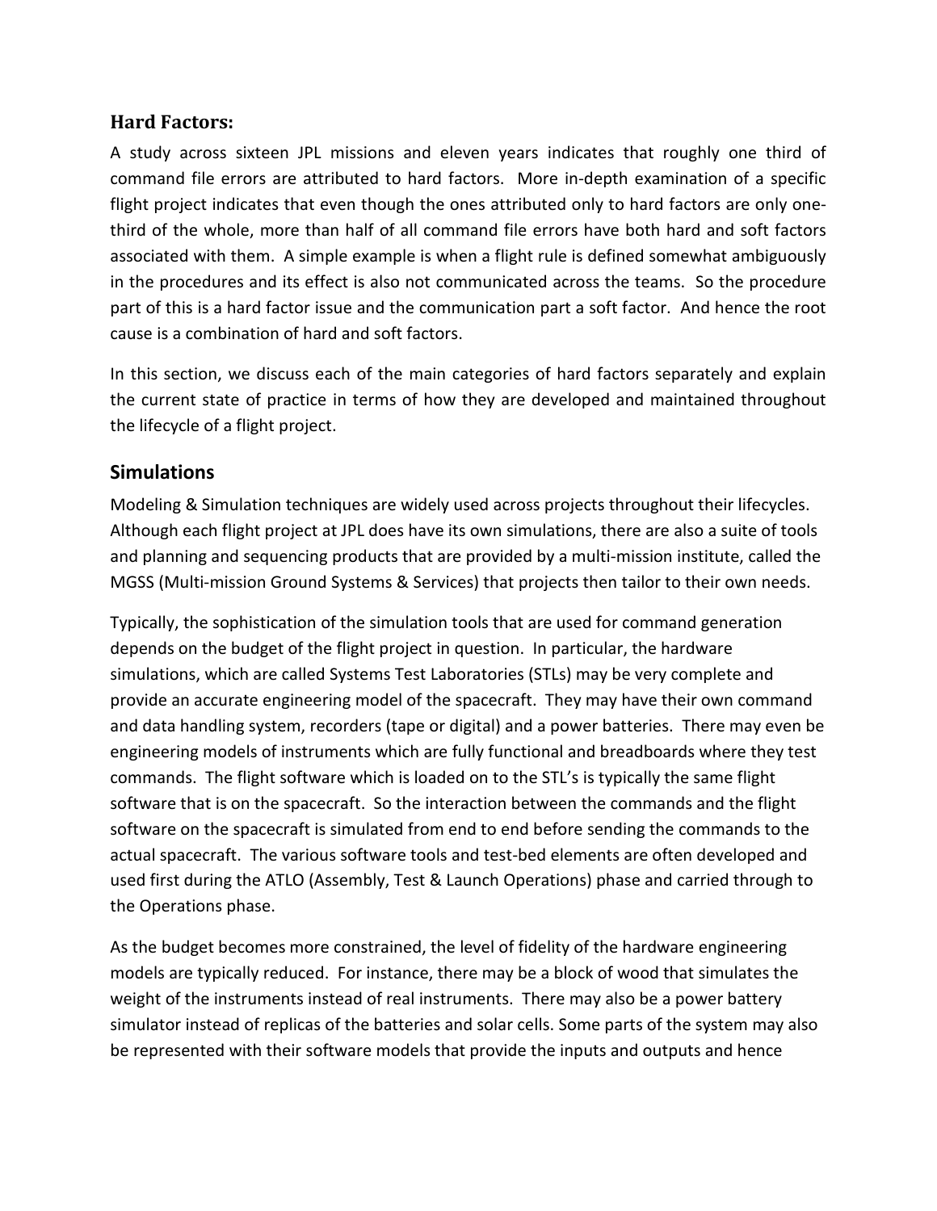## Hard Factors:

A study across sixteen JPL missions and eleven years indicates that roughly one third of command file errors are attributed to hard factors. More in-depth examination of a specific flight project indicates that even though the ones attributed only to hard factors are only one-third of the whole, more than half of all command file errors have both hard and soft factors associated with them. A simple example is when a flight rule is defined somewhat ambiguously in the procedures and its effect is also not communicated across the teams. So the procedure part of this is a hard factor issue and the communication part a soft factor. And hence the root cause is a combination of hard and soft factors.

In this section, we discuss each of the main categories of hard factors separately and explain the current state of practice in terms of how they are developed and maintained throughout the lifecycle of a flight project.

## Simulations

Modeling & Simulation techniques are widely used across projects throughout their lifecycles. Although each flight project at JPL does have its own simulations, there are also a suite of tools and planning and sequencing products that are provided by a multi-mission institute, called the MGSS (Multi-mission Ground Systems & Services) that projects then tailor to their own needs.

Typically, the sophistication of the simulation tools that are used for command generation depends on the budget of the flight project in question. In particular, the hardware simulations, which are called Systems Test Laboratories (STLs) may be very complete and provide an accurate engineering model of the spacecraft. They may have their own command and data handling system, recorders (tape or digital) and a power batteries. There may even be engineering models of instruments which are fully functional and breadboards where they test commands. The flight software which is loaded on to the STL's is typically the same flight software that is on the spacecraft. So the interaction between the commands and the flight software on the spacecraft is simulated from end to end before sending the commands to the actual spacecraft. The various software tools and test-bed elements are often developed and used first during the ATLO (Assembly, Test & Launch Operations) phase and carried through to the Operations phase.

As the budget becomes more constrained, the level of fidelity of the hardware engineering models are typically reduced. For instance, there may be a block of wood that simulates the weight of the instruments instead of real instruments. There may also be a power battery simulator instead of replicas of the batteries and solar cells. Some parts of the system may also be represented with their software models that provide the inputs and outputs and hence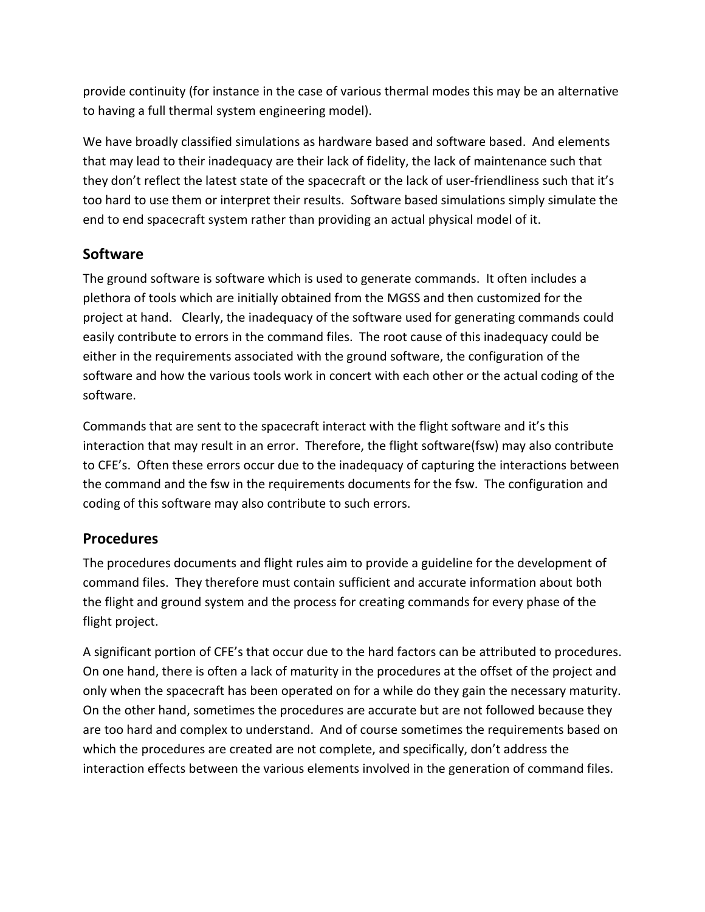provide continuity (for instance in the case of various thermal modes this may be an alternative to having a full thermal system engineering model).

We have broadly classified simulations as hardware based and software based. And elements that may lead to their inadequacy are their lack of fidelity, the lack of maintenance such that they don't reflect the latest state of the spacecraft or the lack of user-friendliness such that it's too hard to use them or interpret their results. Software based simulations simply simulate the end to end spacecraft system rather than providing an actual physical model of it.

## Software

The ground software is software which is used to generate commands. It often includes a plethora of tools which are initially obtained from the MGSS and then customized for the project at hand. Clearly, the inadequacy of the software used for generating commands could easily contribute to errors in the command files. The root cause of this inadequacy could be either in the requirements associated with the ground software, the configuration of the software and how the various tools work in concert with each other or the actual coding of the software.

Commands that are sent to the spacecraft interact with the flight software and it's this interaction that may result in an error. Therefore, the flight software(fsw) may also contribute to CFE's. Often these errors occur due to the inadequacy of capturing the interactions between the command and the fsw in the requirements documents for the fsw. The configuration and coding of this software may also contribute to such errors.

## Procedures

The procedures documents and flight rules aim to provide a guideline for the development of command files. They therefore must contain sufficient and accurate information about both the flight and ground system and the process for creating commands for every phase of the flight project.

A significant portion of CFE's that occur due to the hard factors can be attributed to procedures. On one hand, there is often a lack of maturity in the procedures at the offset of the project and only when the spacecraft has been operated on for a while do they gain the necessary maturity. On the other hand, sometimes the procedures are accurate but are not followed because they are too hard and complex to understand. And of course sometimes the requirements based on which the procedures are created are not complete, and specifically, don't address the interaction effects between the various elements involved in the generation of command files.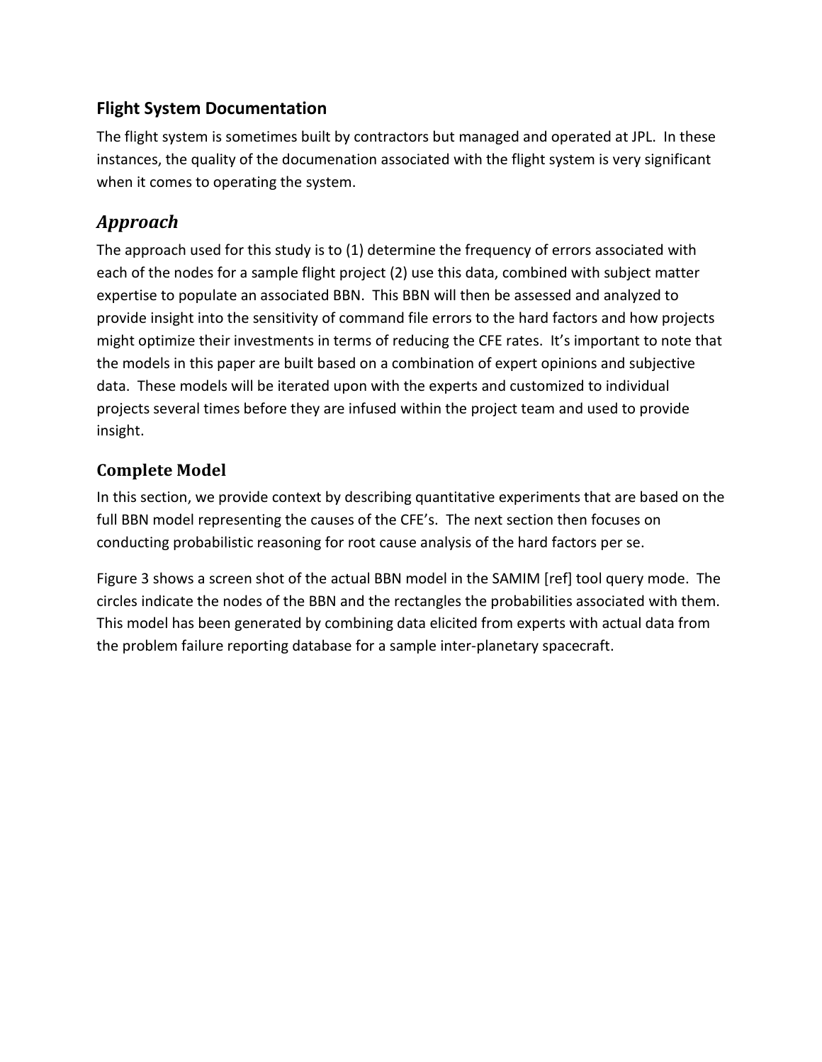### Flight System Documentation

The flight system is sometimes built by contractors but managed and operated at JPL. In these instances, the quality of the documenation associated with the flight system is very significant when it comes to operating the system.

## *Approach*

The approach used for this study is to (1) determine the frequency of errors associated with each of the nodes for a sample flight project (2) use this data, combined with subject matter expertise to populate an associated BBN. This BBN will then be assessed and analyzed to provide insight into the sensitivity of command file errors to the hard factors and how projects might optimize their investments in terms of reducing the CFE rates. It's important to note that the models in this paper are built based on a combination of expert opinions and subjective data. These models will be iterated upon with the experts and customized to individual projects several times before they are infused within the project team and used to provide insight.

### Complete Model

In this section, we provide context by describing quantitative experiments that are based on the full BBN model representing the causes of the CFE's. The next section then focuses on conducting probabilistic reasoning for root cause analysis of the hard factors per se.

Figure 3 shows a screen shot of the actual BBN model in the SAMIM [ref] tool query mode. The circles indicate the nodes of the BBN and the rectangles the probabilities associated with them. This model has been generated by combining data elicited from experts with actual data from the problem failure reporting database for a sample inter-planetary spacecraft.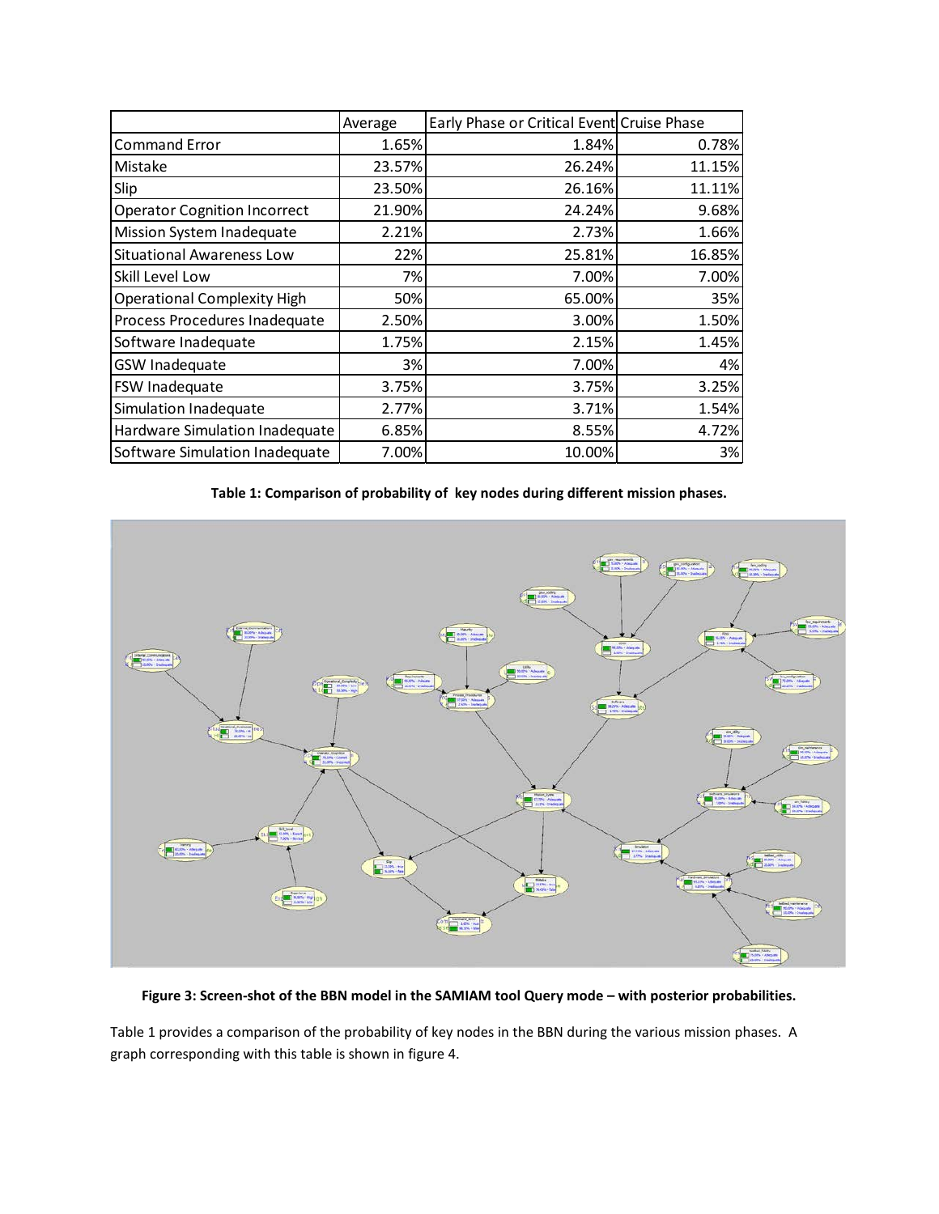|  | Average | Early Phase or Critical Event | Cruise Phase |
| --- | --- | --- | --- |
| Command Error | 1.65% | 1.84% | 0.78% |
| Mistake | 23.57% | 26.24% | 11.15% |
| Slip | 23.50% | 26.16% | 11.11% |
| Operator Cognition Incorrect | 21.90% | 24.24% | 9.68% |
| Mission System Inadequate | 2.21% | 2.73% | 1.66% |
| Situational Awareness Low | 22% | 25.81% | 16.85% |
| Skill Level Low | 7% | 7.00% | 7.00% |
| Operational Complexity High | 50% | 65.00% | 35% |
| Process Procedures Inadequate | 2.50% | 3.00% | 1.50% |
| Software Inadequate | 1.75% | 2.15% | 1.45% |
| GSW Inadequate | 3% | 7.00% | 4% |
| FSW Inadequate | 3.75% | 3.75% | 3.25% |
| Simulation Inadequate | 2.77% | 3.71% | 1.54% |
| Hardware Simulation Inadequate | 6.85% | 8.55% | 4.72% |
| Software Simulation Inadequate | 7.00% | 10.00% | 3% |

**Table 1: Comparison of probability of key nodes during different mission phases.**

**Figure 3: Screen-shot of the BBN model in the SAMIAM tool Query mode – with posterior probabilities.**

Table 1 provides a comparison of the probability of key nodes in the BBN during the various mission phases. A graph corresponding with this table is shown in figure 4.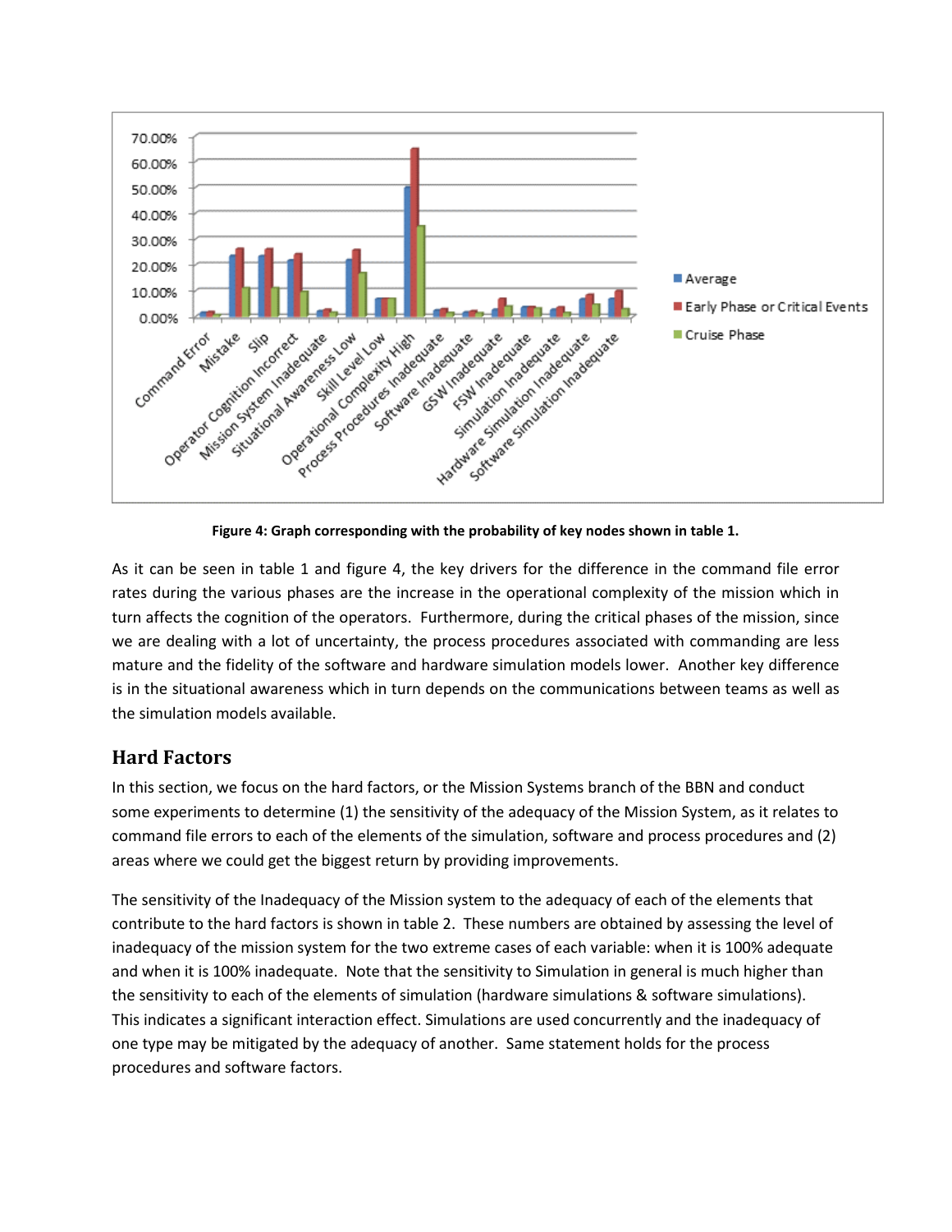**Figure 4: Graph corresponding with the probability of key nodes shown in table 1.**

As it can be seen in table 1 and figure 4, the key drivers for the difference in the command file error rates during the various phases are the increase in the operational complexity of the mission which in turn affects the cognition of the operators. Furthermore, during the critical phases of the mission, since we are dealing with a lot of uncertainty, the process procedures associated with commanding are less mature and the fidelity of the software and hardware simulation models lower. Another key difference is in the situational awareness which in turn depends on the communications between teams as well as the simulation models available.

## Hard Factors

In this section, we focus on the hard factors, or the Mission Systems branch of the BBN and conduct some experiments to determine (1) the sensitivity of the adequacy of the Mission System, as it relates to command file errors to each of the elements of the simulation, software and process procedures and (2) areas where we could get the biggest return by providing improvements.

The sensitivity of the Inadequacy of the Mission system to the adequacy of each of the elements that contribute to the hard factors is shown in table 2. These numbers are obtained by assessing the level of inadequacy of the mission system for the two extreme cases of each variable: when it is 100% adequate and when it is 100% inadequate. Note that the sensitivity to Simulation in general is much higher than the sensitivity to each of the elements of simulation (hardware simulations & software simulations). This indicates a significant interaction effect. Simulations are used concurrently and the inadequacy of one type may be mitigated by the adequacy of another. Same statement holds for the process procedures and software factors.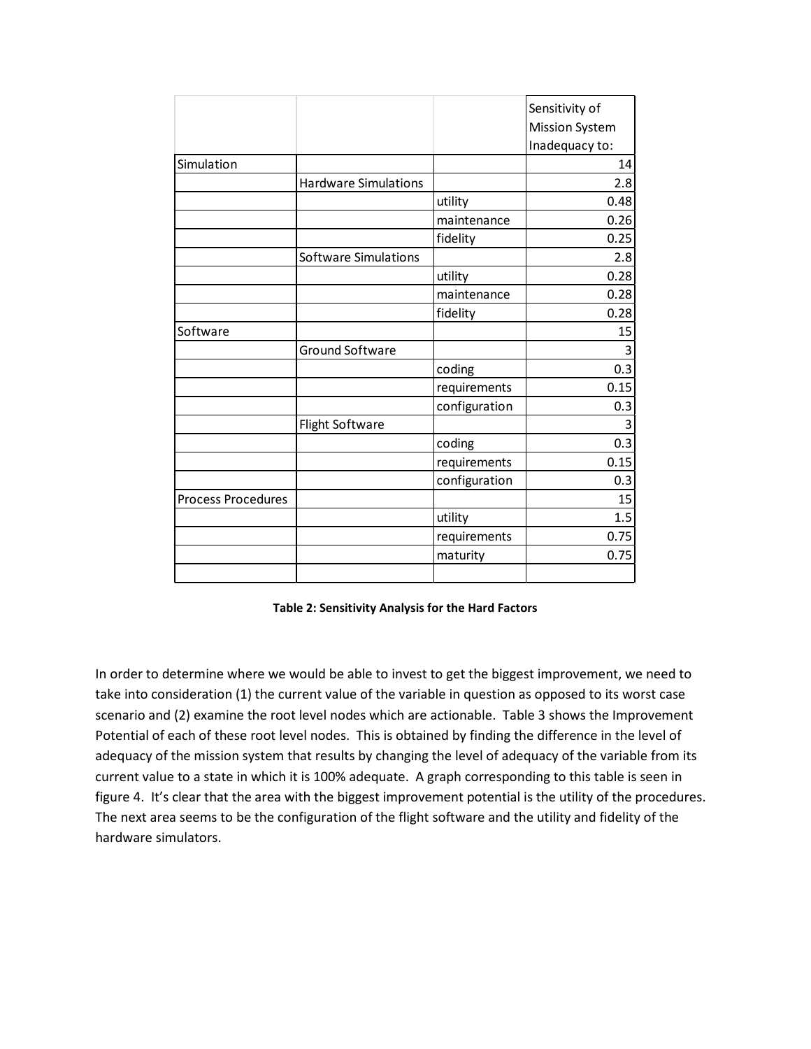| | | | Sensitivity of Mission System Inadequacy to: |
|---|---|---|---|
| Simulation | | | 14 |
| | Hardware Simulations | | 2.8 |
| | | utility | 0.48 |
| | | maintenance | 0.26 |
| | | fidelity | 0.25 |
| | Software Simulations | | 2.8 |
| | | utility | 0.28 |
| | | maintenance | 0.28 |
| | | fidelity | 0.28 |
| Software | | | 15 |
| | Ground Software | | 3 |
| | | coding | 0.3 |
| | | requirements | 0.15 |
| | | configuration | 0.3 |
| | Flight Software | | 3 |
| | | coding | 0.3 |
| | | requirements | 0.15 |
| | | configuration | 0.3 |
| Process Procedures | | | 15 |
| | | utility | 1.5 |
| | | requirements | 0.75 |
| | | maturity | 0.75 |
| | | | |

**Table 2: Sensitivity Analysis for the Hard Factors**

In order to determine where we would be able to invest to get the biggest improvement, we need to take into consideration (1) the current value of the variable in question as opposed to its worst case scenario and (2) examine the root level nodes which are actionable. Table 3 shows the Improvement Potential of each of these root level nodes. This is obtained by finding the difference in the level of adequacy of the mission system that results by changing the level of adequacy of the variable from its current value to a state in which it is 100% adequate. A graph corresponding to this table is seen in figure 4. It's clear that the area with the biggest improvement potential is the utility of the procedures. The next area seems to be the configuration of the flight software and the utility and fidelity of the hardware simulators.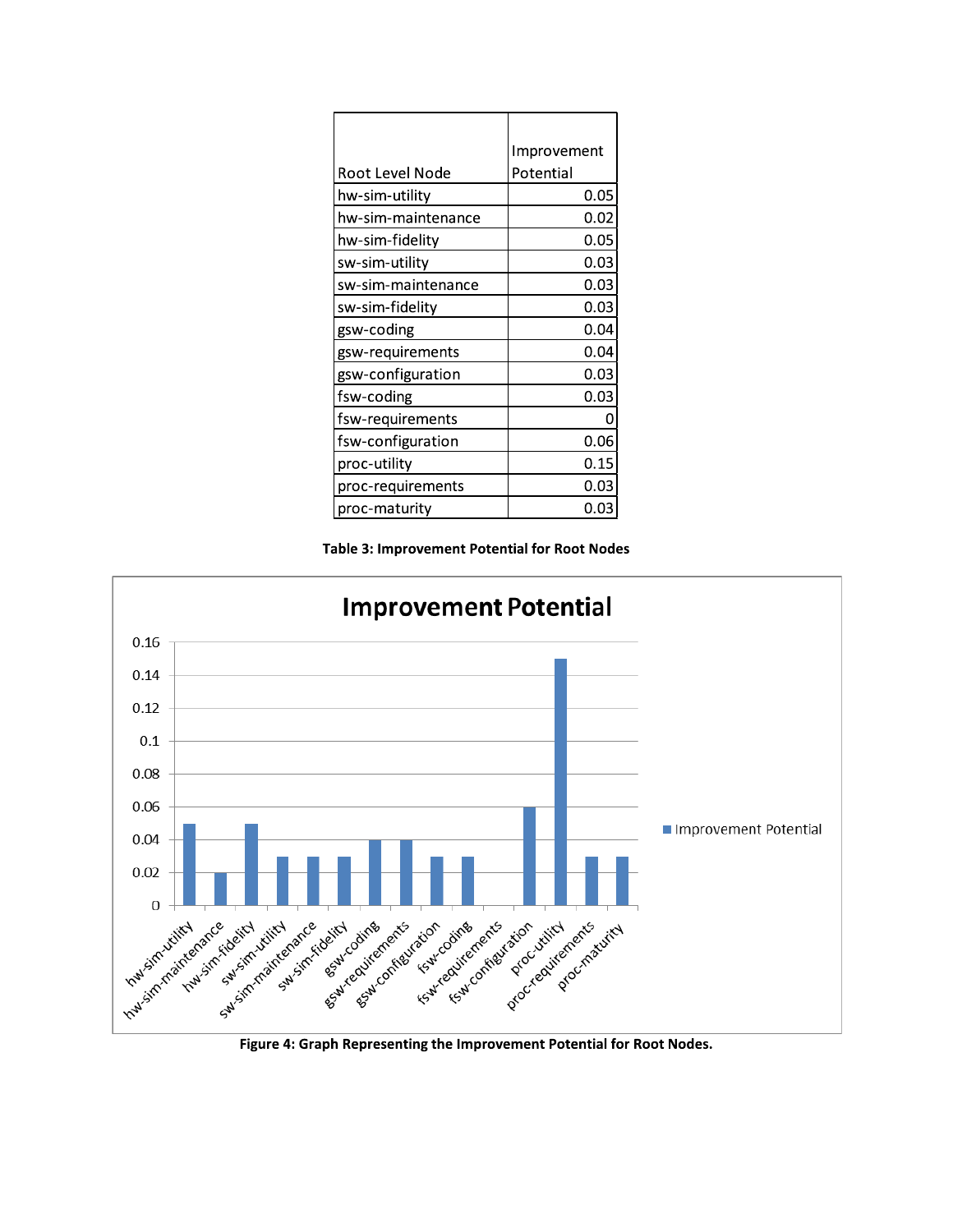| Root Level Node | Improvement Potential |
|---|---|
| hw-sim-utility | 0.05 |
| hw-sim-maintenance | 0.02 |
| hw-sim-fidelity | 0.05 |
| sw-sim-utility | 0.03 |
| sw-sim-maintenance | 0.03 |
| sw-sim-fidelity | 0.03 |
| gsw-coding | 0.04 |
| gsw-requirements | 0.04 |
| gsw-configuration | 0.03 |
| fsw-coding | 0.03 |
| fsw-requirements | 0 |
| fsw-configuration | 0.06 |
| proc-utility | 0.15 |
| proc-requirements | 0.03 |
| proc-maturity | 0.03 |

**Table 3: Improvement Potential for Root Nodes**

**Figure 4: Graph Representing the Improvement Potential for Root Nodes.**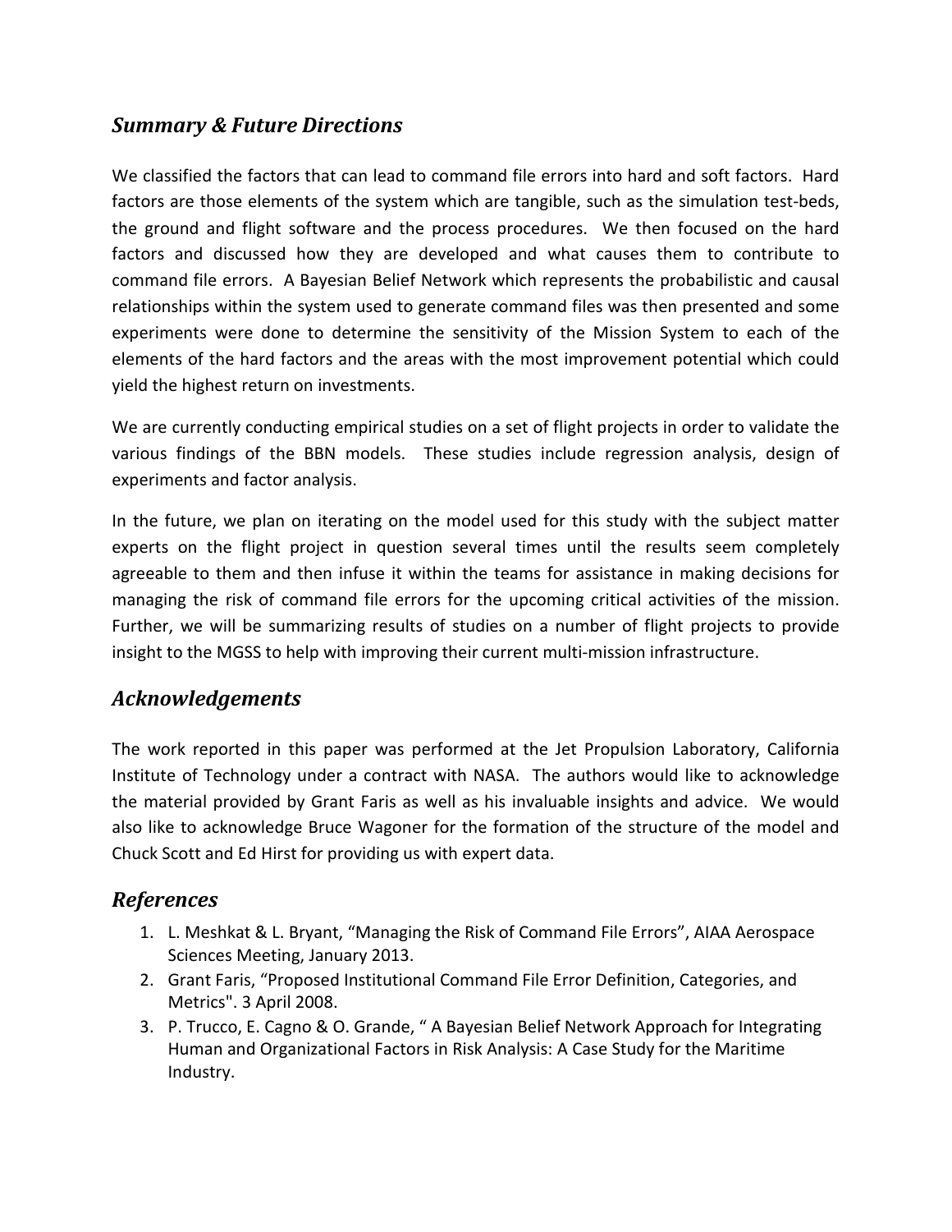## *Summary & Future Directions*

We classified the factors that can lead to command file errors into hard and soft factors. Hard factors are those elements of the system which are tangible, such as the simulation test-beds, the ground and flight software and the process procedures. We then focused on the hard factors and discussed how they are developed and what causes them to contribute to command file errors. A Bayesian Belief Network which represents the probabilistic and causal relationships within the system used to generate command files was then presented and some experiments were done to determine the sensitivity of the Mission System to each of the elements of the hard factors and the areas with the most improvement potential which could yield the highest return on investments.

We are currently conducting empirical studies on a set of flight projects in order to validate the various findings of the BBN models. These studies include regression analysis, design of experiments and factor analysis.

In the future, we plan on iterating on the model used for this study with the subject matter experts on the flight project in question several times until the results seem completely agreeable to them and then infuse it within the teams for assistance in making decisions for managing the risk of command file errors for the upcoming critical activities of the mission. Further, we will be summarizing results of studies on a number of flight projects to provide insight to the MGSS to help with improving their current multi-mission infrastructure.

## *Acknowledgements*

The work reported in this paper was performed at the Jet Propulsion Laboratory, California Institute of Technology under a contract with NASA. The authors would like to acknowledge the material provided by Grant Faris as well as his invaluable insights and advice. We would also like to acknowledge Bruce Wagoner for the formation of the structure of the model and Chuck Scott and Ed Hirst for providing us with expert data.

## *References*

1. L. Meshkat & L. Bryant, "Managing the Risk of Command File Errors", AIAA Aerospace Sciences Meeting, January 2013.
2. Grant Faris, "Proposed Institutional Command File Error Definition, Categories, and Metrics". 3 April 2008.
3. P. Trucco, E. Cagno & O. Grande, " A Bayesian Belief Network Approach for Integrating Human and Organizational Factors in Risk Analysis: A Case Study for the Maritime Industry.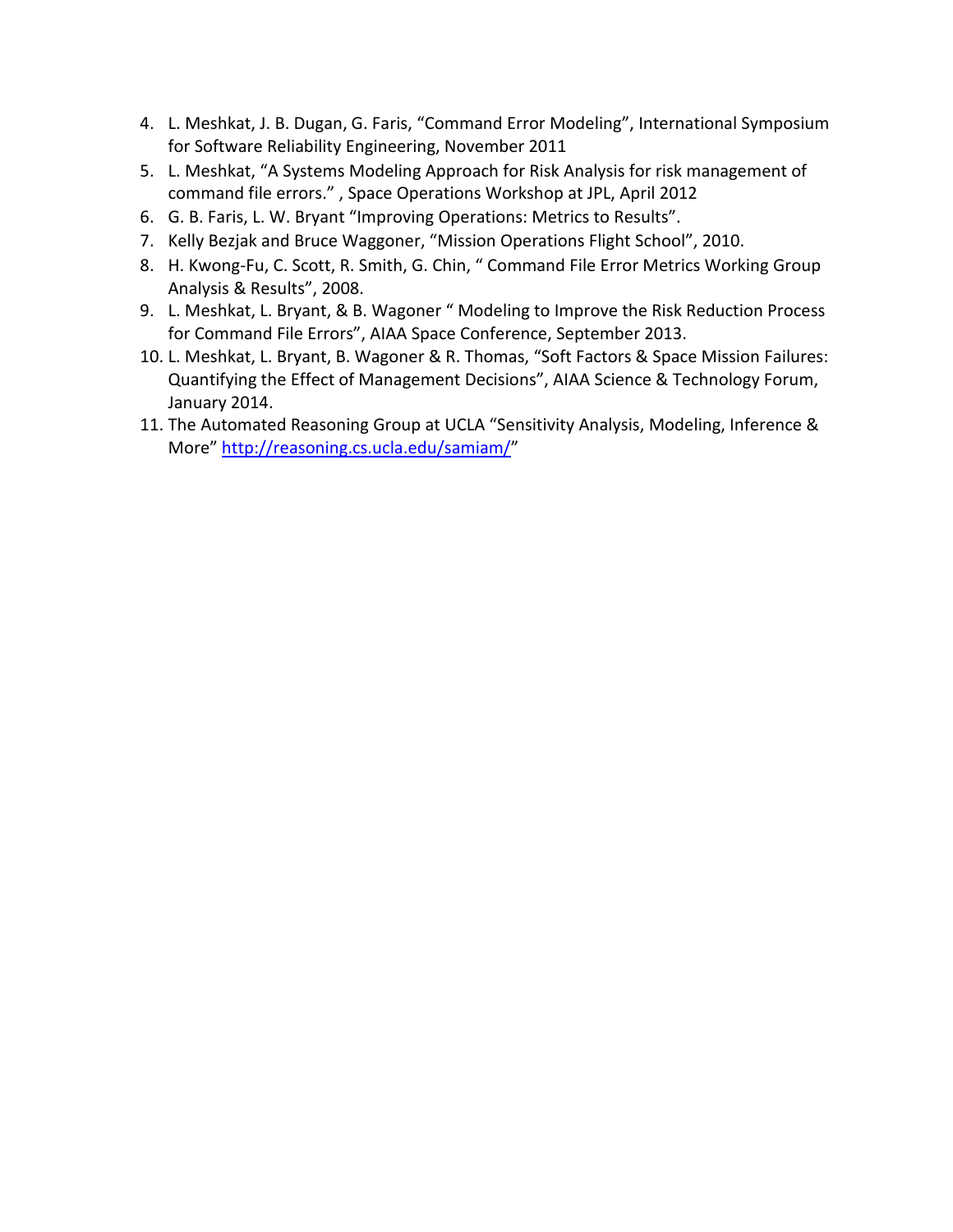4. L. Meshkat, J. B. Dugan, G. Faris, "Command Error Modeling", International Symposium for Software Reliability Engineering, November 2011
5. L. Meshkat, "A Systems Modeling Approach for Risk Analysis for risk management of command file errors." , Space Operations Workshop at JPL, April 2012
6. G. B. Faris, L. W. Bryant "Improving Operations: Metrics to Results".
7. Kelly Bezjak and Bruce Waggoner, "Mission Operations Flight School", 2010.
8. H. Kwong-Fu, C. Scott, R. Smith, G. Chin, " Command File Error Metrics Working Group Analysis & Results", 2008.
9. L. Meshkat, L. Bryant, & B. Wagoner " Modeling to Improve the Risk Reduction Process for Command File Errors", AIAA Space Conference, September 2013.
10. L. Meshkat, L. Bryant, B. Wagoner & R. Thomas, "Soft Factors & Space Mission Failures: Quantifying the Effect of Management Decisions", AIAA Science & Technology Forum, January 2014.
11. The Automated Reasoning Group at UCLA "Sensitivity Analysis, Modeling, Inference & More" http://reasoning.cs.ucla.edu/samiam/"